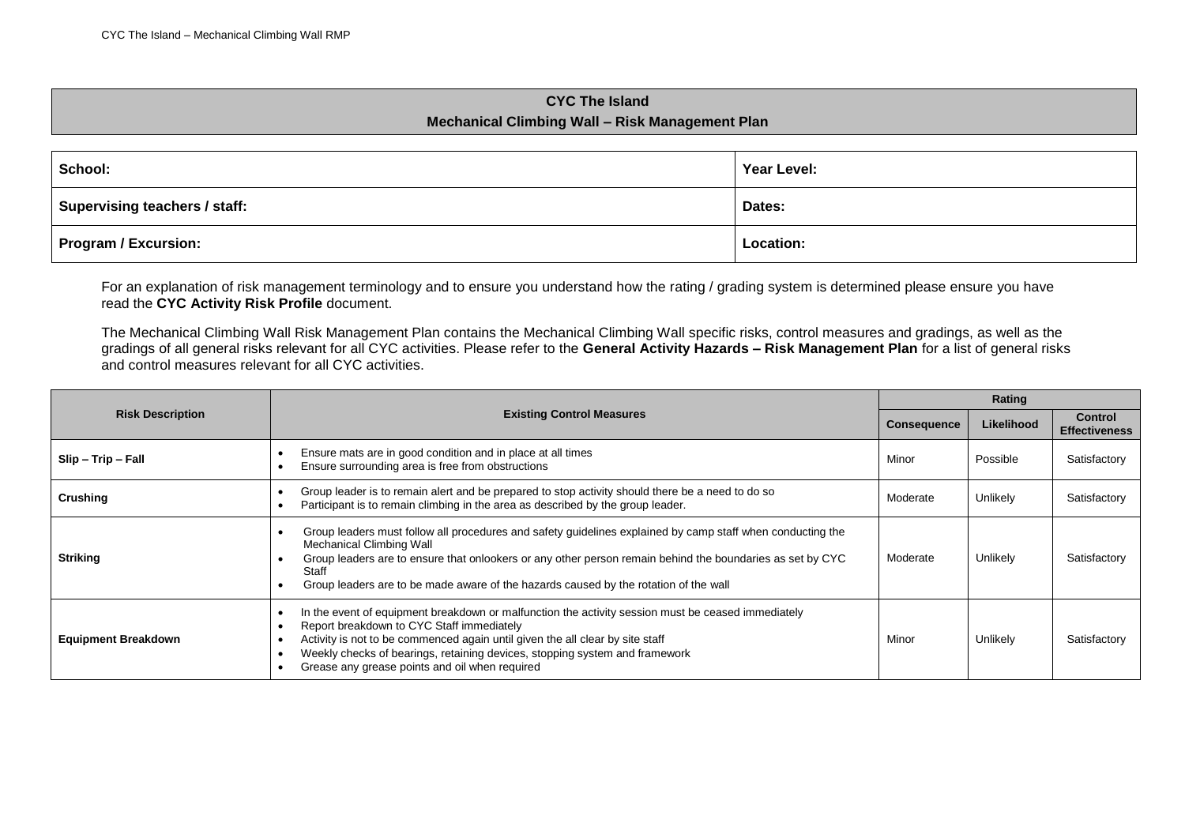# CYC The Island

## Mechanical Climbing Wall – Risk Management Plan

| **School:** | **Year Level:** |
|---|---|
| **Supervising teachers / staff:** | **Dates:** |
| **Program / Excursion:** | **Location:** |

For an explanation of risk management terminology and to ensure you understand how the rating / grading system is determined please ensure you have read the **CYC Activity Risk Profile** document.

The Mechanical Climbing Wall Risk Management Plan contains the Mechanical Climbing Wall specific risks, control measures and gradings, as well as the gradings of all general risks relevant for all CYC activities. Please refer to the **General Activity Hazards – Risk Management Plan** for a list of general risks and control measures relevant for all CYC activities.

| **Risk Description** | **Existing Control Measures** | **Rating** | | |
|---|---|---|---|---|
| | | **Consequence** | **Likelihood** | **Control Effectiveness** |
| **Slip – Trip – Fall** | • Ensure mats are in good condition and in place at all times<br>• Ensure surrounding area is free from obstructions | Minor | Possible | Satisfactory |
| **Crushing** | • Group leader is to remain alert and be prepared to stop activity should there be a need to do so<br>• Participant is to remain climbing in the area as described by the group leader. | Moderate | Unlikely | Satisfactory |
| **Striking** | • Group leaders must follow all procedures and safety guidelines explained by camp staff when conducting the Mechanical Climbing Wall<br>• Group leaders are to ensure that onlookers or any other person remain behind the boundaries as set by CYC Staff<br>• Group leaders are to be made aware of the hazards caused by the rotation of the wall | Moderate | Unlikely | Satisfactory |
| **Equipment Breakdown** | • In the event of equipment breakdown or malfunction the activity session must be ceased immediately<br>• Report breakdown to CYC Staff immediately<br>• Activity is not to be commenced again until given the all clear by site staff<br>• Weekly checks of bearings, retaining devices, stopping system and framework<br>• Grease any grease points and oil when required | Minor | Unlikely | Satisfactory |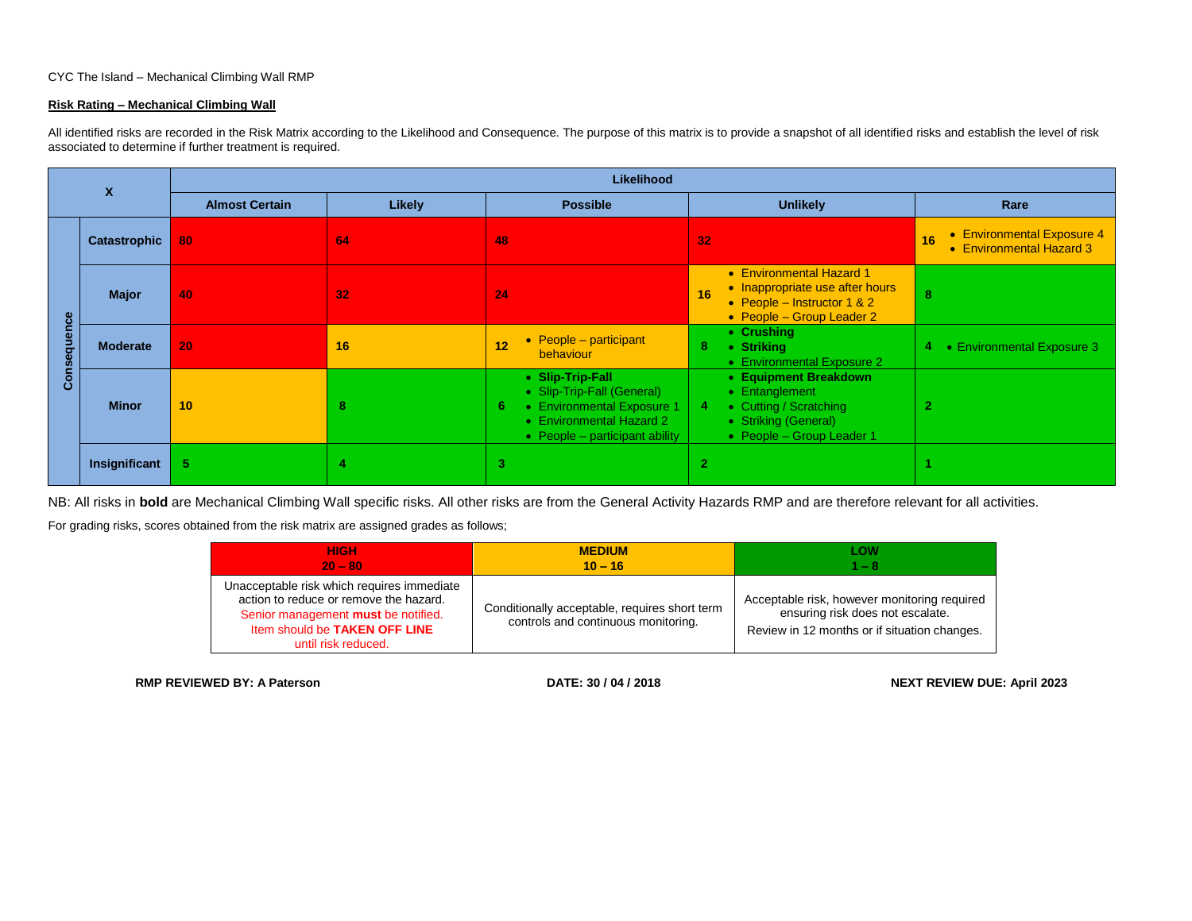CYC The Island – Mechanical Climbing Wall RMP

**Risk Rating – Mechanical Climbing Wall**

All identified risks are recorded in the Risk Matrix according to the Likelihood and Consequence. The purpose of this matrix is to provide a snapshot of all identified risks and establish the level of risk associated to determine if further treatment is required.

| X | | Likelihood | | | | |
|---|---|---|---|---|---|---|
| | | **Almost Certain** | **Likely** | **Possible** | **Unlikely** | **Rare** |
| **Consequence** | **Catastrophic** | 80 | 64 | 48 | 32 | 16 • Environmental Exposure 4 • Environmental Hazard 3 |
| | **Major** | 40 | 32 | 24 | 16 • Environmental Hazard 1 • Inappropriate use after hours • People – Instructor 1 & 2 • People – Group Leader 2 | 8 |
| | **Moderate** | 20 | 16 | 12 • People – participant behaviour | 8 • **Crushing** • **Striking** • Environmental Exposure 2 | 4 • Environmental Exposure 3 |
| | **Minor** | 10 | 8 | 6 • **Slip-Trip-Fall** • Slip-Trip-Fall (General) • Environmental Exposure 1 • Environmental Hazard 2 • People – participant ability | 4 • **Equipment Breakdown** • Entanglement • Cutting / Scratching • Striking (General) • People – Group Leader 1 | 2 |
| | **Insignificant** | 5 | 4 | 3 | 2 | 1 |

NB: All risks in **bold** are Mechanical Climbing Wall specific risks. All other risks are from the General Activity Hazards RMP and are therefore relevant for all activities.

For grading risks, scores obtained from the risk matrix are assigned grades as follows;

| **HIGH** 20 – 80 | **MEDIUM** 10 – 16 | **LOW** 1 – 8 |
|---|---|---|
| Unacceptable risk which requires immediate action to reduce or remove the hazard. Senior management **must** be notified. Item should be **TAKEN OFF LINE** until risk reduced. | Conditionally acceptable, requires short term controls and continuous monitoring. | Acceptable risk, however monitoring required ensuring risk does not escalate. Review in 12 months or if situation changes. |

**RMP REVIEWED BY: A Paterson** **DATE: 30 / 04 / 2018** **NEXT REVIEW DUE: April 2023**